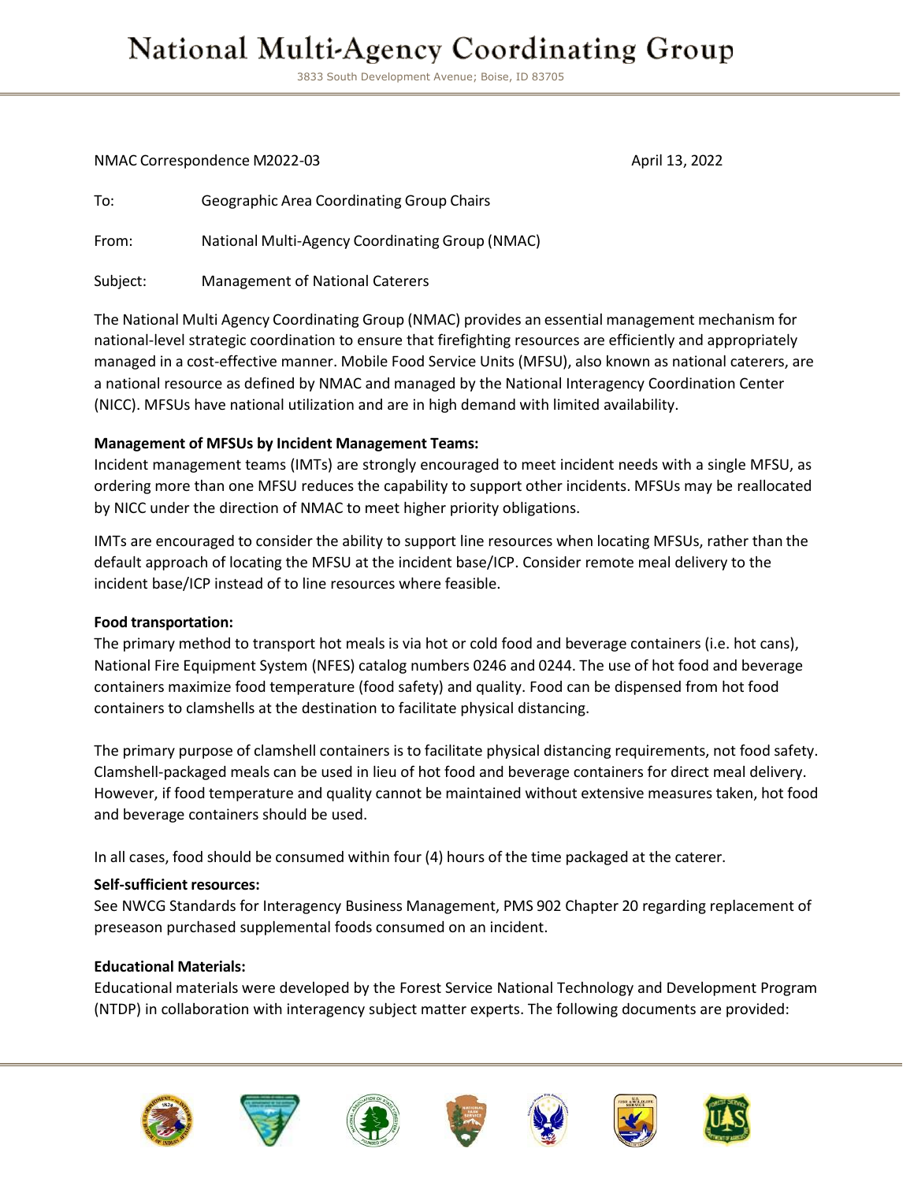# National Multi-Agency Coordinating Group

3833 South Development Avenue; Boise, ID 83705

NMAC Correspondence M2022-03 April 13, 2022

To: Geographic Area Coordinating Group Chairs

From: National Multi-Agency Coordinating Group (NMAC)

Subject: Management of National Caterers

The National Multi Agency Coordinating Group (NMAC) provides an essential management mechanism for national-level strategic coordination to ensure that firefighting resources are efficiently and appropriately managed in a cost-effective manner. Mobile Food Service Units (MFSU), also known as national caterers, are a national resource as defined by NMAC and managed by the National Interagency Coordination Center (NICC). MFSUs have national utilization and are in high demand with limited availability.

**Management of MFSUs by Incident Management Teams:**
Incident management teams (IMTs) are strongly encouraged to meet incident needs with a single MFSU, as ordering more than one MFSU reduces the capability to support other incidents. MFSUs may be reallocated by NICC under the direction of NMAC to meet higher priority obligations.

IMTs are encouraged to consider the ability to support line resources when locating MFSUs, rather than the default approach of locating the MFSU at the incident base/ICP. Consider remote meal delivery to the incident base/ICP instead of to line resources where feasible.

**Food transportation:**
The primary method to transport hot meals is via hot or cold food and beverage containers (i.e. hot cans), National Fire Equipment System (NFES) catalog numbers 0246 and 0244. The use of hot food and beverage containers maximize food temperature (food safety) and quality. Food can be dispensed from hot food containers to clamshells at the destination to facilitate physical distancing.

The primary purpose of clamshell containers is to facilitate physical distancing requirements, not food safety. Clamshell-packaged meals can be used in lieu of hot food and beverage containers for direct meal delivery. However, if food temperature and quality cannot be maintained without extensive measures taken, hot food and beverage containers should be used.

In all cases, food should be consumed within four (4) hours of the time packaged at the caterer.

**Self-sufficient resources:**
See NWCG Standards for Interagency Business Management, PMS 902 Chapter 20 regarding replacement of preseason purchased supplemental foods consumed on an incident.

**Educational Materials:**
Educational materials were developed by the Forest Service National Technology and Development Program (NTDP) in collaboration with interagency subject matter experts. The following documents are provided: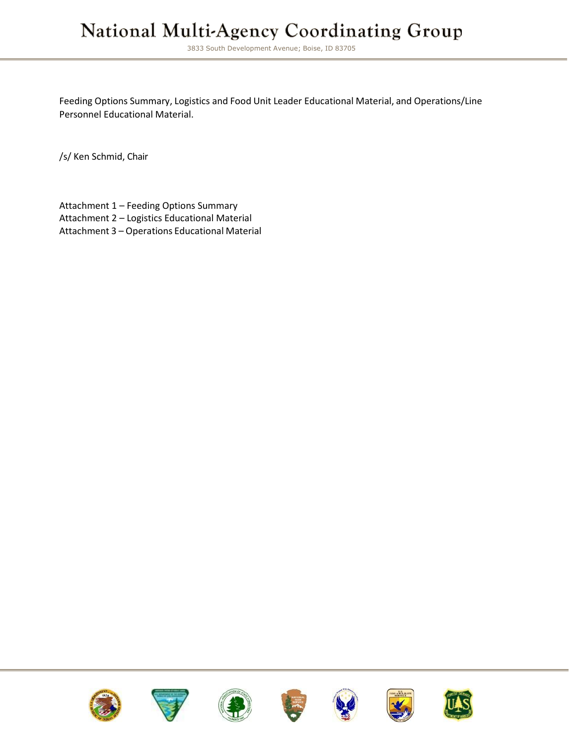Feeding Options Summary, Logistics and Food Unit Leader Educational Material, and Operations/Line Personnel Educational Material.

/s/ Ken Schmid, Chair

Attachment 1 – Feeding Options Summary
Attachment 2 – Logistics Educational Material
Attachment 3 – Operations Educational Material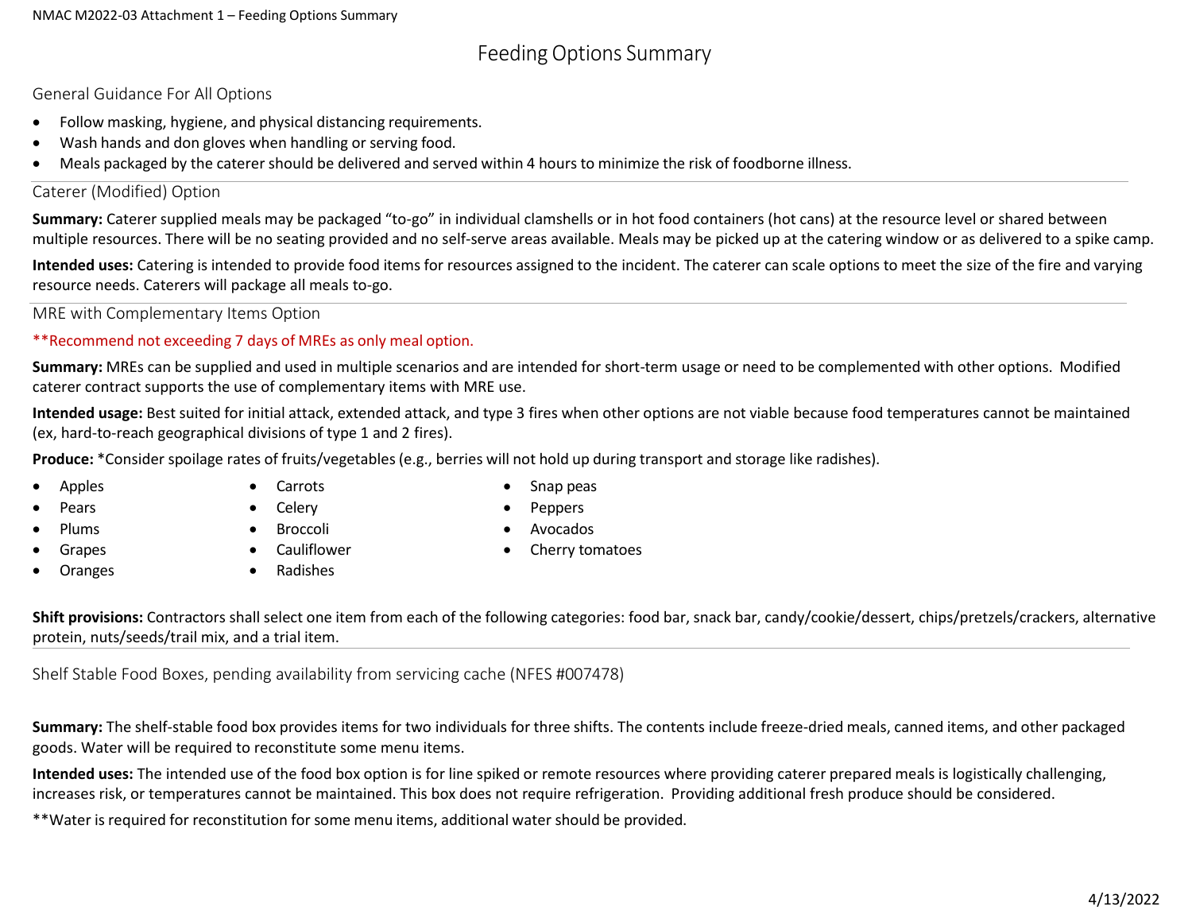# Feeding Options Summary

## General Guidance For All Options

- Follow masking, hygiene, and physical distancing requirements.
- Wash hands and don gloves when handling or serving food.
- Meals packaged by the caterer should be delivered and served within 4 hours to minimize the risk of foodborne illness.

## Caterer (Modified) Option

**Summary:** Caterer supplied meals may be packaged “to-go” in individual clamshells or in hot food containers (hot cans) at the resource level or shared between multiple resources. There will be no seating provided and no self-serve areas available. Meals may be picked up at the catering window or as delivered to a spike camp.

**Intended uses:** Catering is intended to provide food items for resources assigned to the incident. The caterer can scale options to meet the size of the fire and varying resource needs. Caterers will package all meals to-go.

## MRE with Complementary Items Option

**Recommend not exceeding 7 days of MREs as only meal option.

**Summary:** MREs can be supplied and used in multiple scenarios and are intended for short-term usage or need to be complemented with other options. Modified caterer contract supports the use of complementary items with MRE use.

**Intended usage:** Best suited for initial attack, extended attack, and type 3 fires when other options are not viable because food temperatures cannot be maintained (ex, hard-to-reach geographical divisions of type 1 and 2 fires).

**Produce:** *Consider spoilage rates of fruits/vegetables (e.g., berries will not hold up during transport and storage like radishes).

- Apples
- Pears
- Plums
- Grapes
- Oranges
- Carrots
- Celery
- Broccoli
- Cauliflower
- Radishes
- Snap peas
- Peppers
- Avocados
- Cherry tomatoes

**Shift provisions:** Contractors shall select one item from each of the following categories: food bar, snack bar, candy/cookie/dessert, chips/pretzels/crackers, alternative protein, nuts/seeds/trail mix, and a trial item.

## Shelf Stable Food Boxes, pending availability from servicing cache (NFES #007478)

**Summary:** The shelf-stable food box provides items for two individuals for three shifts. The contents include freeze-dried meals, canned items, and other packaged goods. Water will be required to reconstitute some menu items.

**Intended uses:** The intended use of the food box option is for line spiked or remote resources where providing caterer prepared meals is logistically challenging, increases risk, or temperatures cannot be maintained. This box does not require refrigeration. Providing additional fresh produce should be considered.

**Water is required for reconstitution for some menu items, additional water should be provided.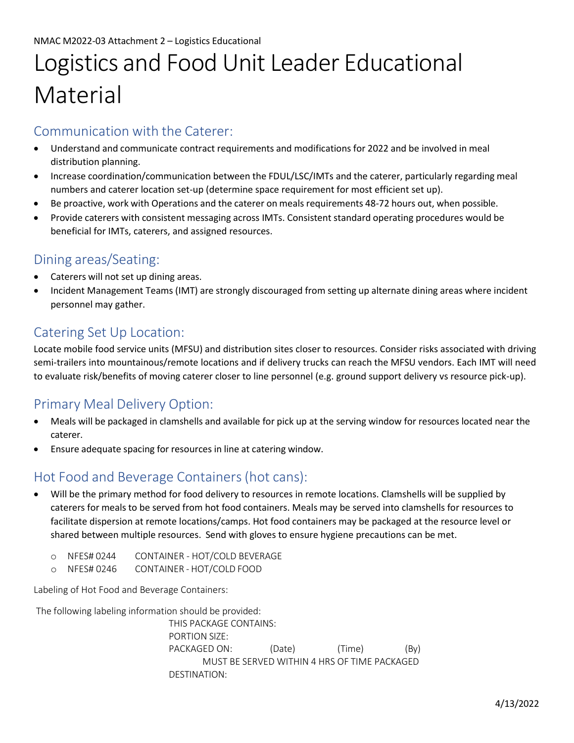NMAC M2022-03 Attachment 2 – Logistics Educational

# Logistics and Food Unit Leader Educational Material

## Communication with the Caterer:

- Understand and communicate contract requirements and modifications for 2022 and be involved in meal distribution planning.
- Increase coordination/communication between the FDUL/LSC/IMTs and the caterer, particularly regarding meal numbers and caterer location set-up (determine space requirement for most efficient set up).
- Be proactive, work with Operations and the caterer on meals requirements 48-72 hours out, when possible.
- Provide caterers with consistent messaging across IMTs. Consistent standard operating procedures would be beneficial for IMTs, caterers, and assigned resources.

## Dining areas/Seating:

- Caterers will not set up dining areas.
- Incident Management Teams (IMT) are strongly discouraged from setting up alternate dining areas where incident personnel may gather.

## Catering Set Up Location:

Locate mobile food service units (MFSU) and distribution sites closer to resources. Consider risks associated with driving semi-trailers into mountainous/remote locations and if delivery trucks can reach the MFSU vendors. Each IMT will need to evaluate risk/benefits of moving caterer closer to line personnel (e.g. ground support delivery vs resource pick-up).

## Primary Meal Delivery Option:

- Meals will be packaged in clamshells and available for pick up at the serving window for resources located near the caterer.
- Ensure adequate spacing for resources in line at catering window.

## Hot Food and Beverage Containers (hot cans):

- Will be the primary method for food delivery to resources in remote locations. Clamshells will be supplied by caterers for meals to be served from hot food containers. Meals may be served into clamshells for resources to facilitate dispersion at remote locations/camps. Hot food containers may be packaged at the resource level or shared between multiple resources. Send with gloves to ensure hygiene precautions can be met.
  - NFES# 0244 CONTAINER - HOT/COLD BEVERAGE
  - NFES# 0246 CONTAINER - HOT/COLD FOOD

Labeling of Hot Food and Beverage Containers:

The following labeling information should be provided:

THIS PACKAGE CONTAINS:
PORTION SIZE:
PACKAGED ON: (Date) (Time) (By)
MUST BE SERVED WITHIN 4 HRS OF TIME PACKAGED
DESTINATION:

4/13/2022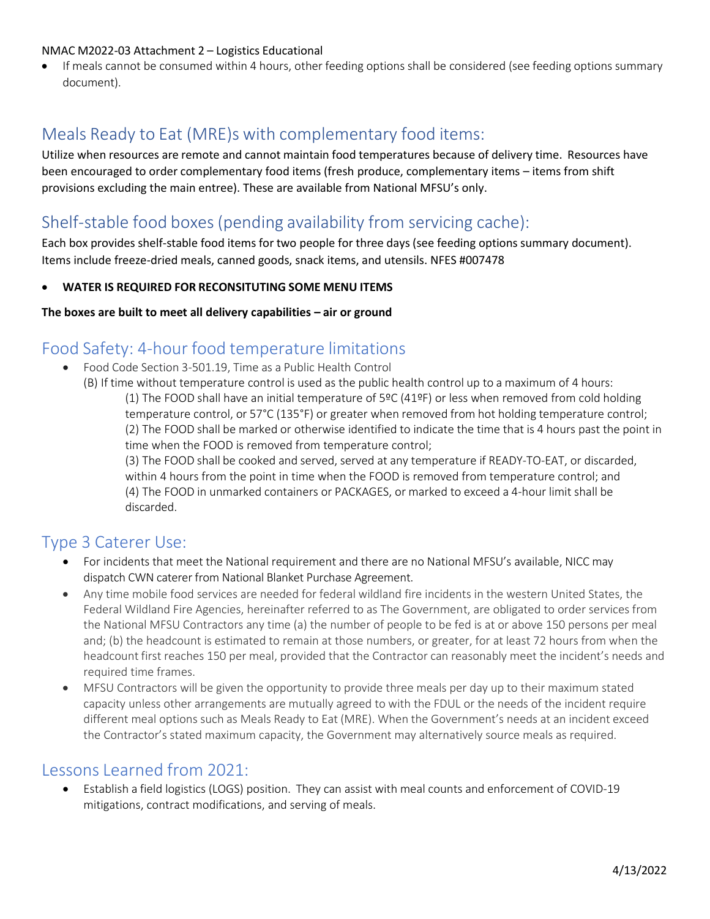- If meals cannot be consumed within 4 hours, other feeding options shall be considered (see feeding options summary document).

## Meals Ready to Eat (MRE)s with complementary food items:

Utilize when resources are remote and cannot maintain food temperatures because of delivery time. Resources have been encouraged to order complementary food items (fresh produce, complementary items – items from shift provisions excluding the main entree). These are available from National MFSU's only.

## Shelf-stable food boxes (pending availability from servicing cache):

Each box provides shelf-stable food items for two people for three days (see feeding options summary document). Items include freeze-dried meals, canned goods, snack items, and utensils. NFES #007478

- **WATER IS REQUIRED FOR RECONSITUTING SOME MENU ITEMS**

**The boxes are built to meet all delivery capabilities – air or ground**

## Food Safety: 4-hour food temperature limitations

- Food Code Section 3-501.19, Time as a Public Health Control

  (B) If time without temperature control is used as the public health control up to a maximum of 4 hours:

  (1) The FOOD shall have an initial temperature of 5ºC (41ºF) or less when removed from cold holding temperature control, or 57°C (135°F) or greater when removed from hot holding temperature control;

  (2) The FOOD shall be marked or otherwise identified to indicate the time that is 4 hours past the point in time when the FOOD is removed from temperature control;

  (3) The FOOD shall be cooked and served, served at any temperature if READY-TO-EAT, or discarded, within 4 hours from the point in time when the FOOD is removed from temperature control; and

  (4) The FOOD in unmarked containers or PACKAGES, or marked to exceed a 4-hour limit shall be discarded.

## Type 3 Caterer Use:

- For incidents that meet the National requirement and there are no National MFSU's available, NICC may dispatch CWN caterer from National Blanket Purchase Agreement.
- Any time mobile food services are needed for federal wildland fire incidents in the western United States, the Federal Wildland Fire Agencies, hereinafter referred to as The Government, are obligated to order services from the National MFSU Contractors any time (a) the number of people to be fed is at or above 150 persons per meal and; (b) the headcount is estimated to remain at those numbers, or greater, for at least 72 hours from when the headcount first reaches 150 per meal, provided that the Contractor can reasonably meet the incident's needs and required time frames.
- MFSU Contractors will be given the opportunity to provide three meals per day up to their maximum stated capacity unless other arrangements are mutually agreed to with the FDUL or the needs of the incident require different meal options such as Meals Ready to Eat (MRE). When the Government's needs at an incident exceed the Contractor's stated maximum capacity, the Government may alternatively source meals as required.

## Lessons Learned from 2021:

- Establish a field logistics (LOGS) position. They can assist with meal counts and enforcement of COVID-19 mitigations, contract modifications, and serving of meals.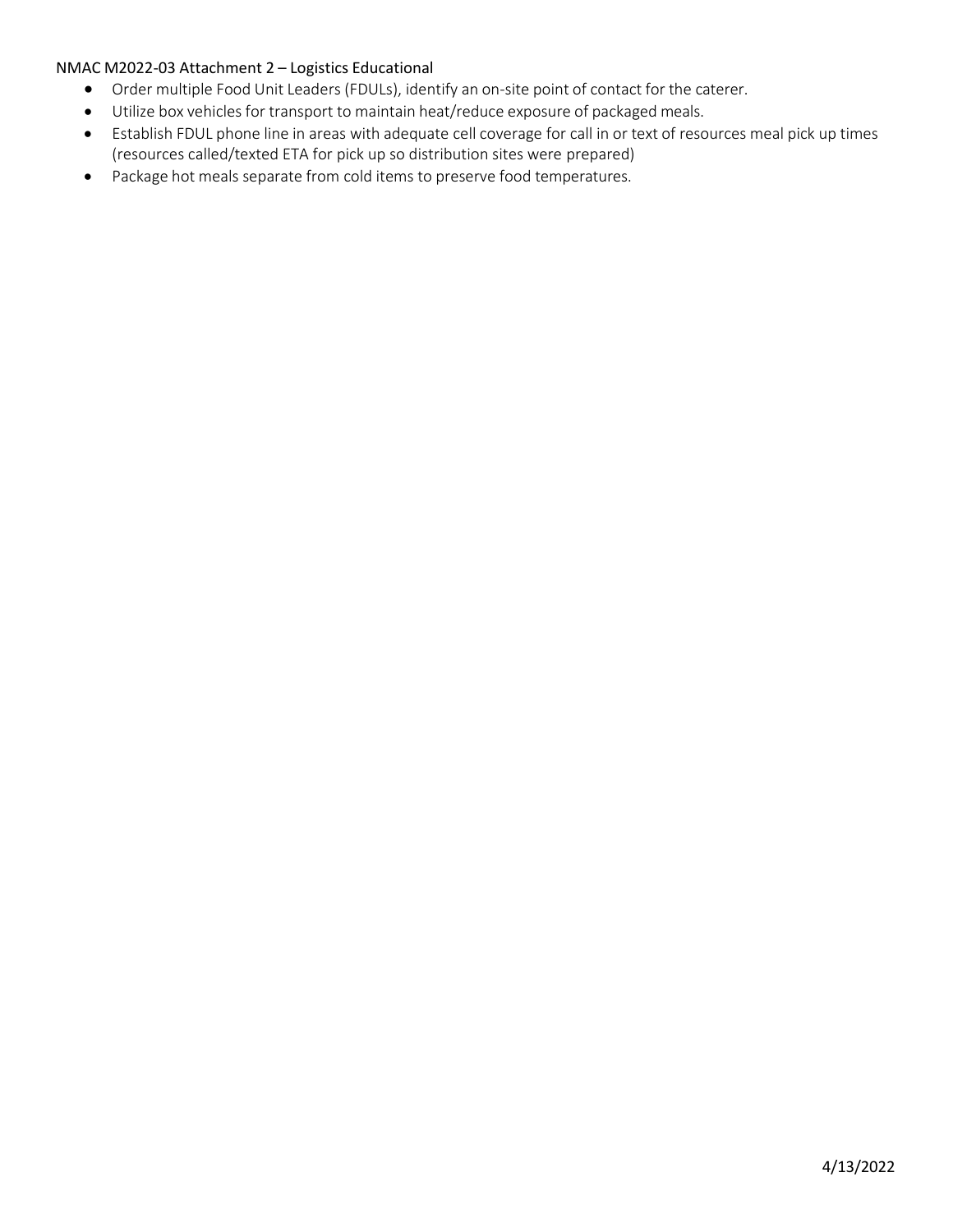NMAC M2022-03 Attachment 2 – Logistics Educational

- Order multiple Food Unit Leaders (FDULs), identify an on-site point of contact for the caterer.
- Utilize box vehicles for transport to maintain heat/reduce exposure of packaged meals.
- Establish FDUL phone line in areas with adequate cell coverage for call in or text of resources meal pick up times (resources called/texted ETA for pick up so distribution sites were prepared)
- Package hot meals separate from cold items to preserve food temperatures.

4/13/2022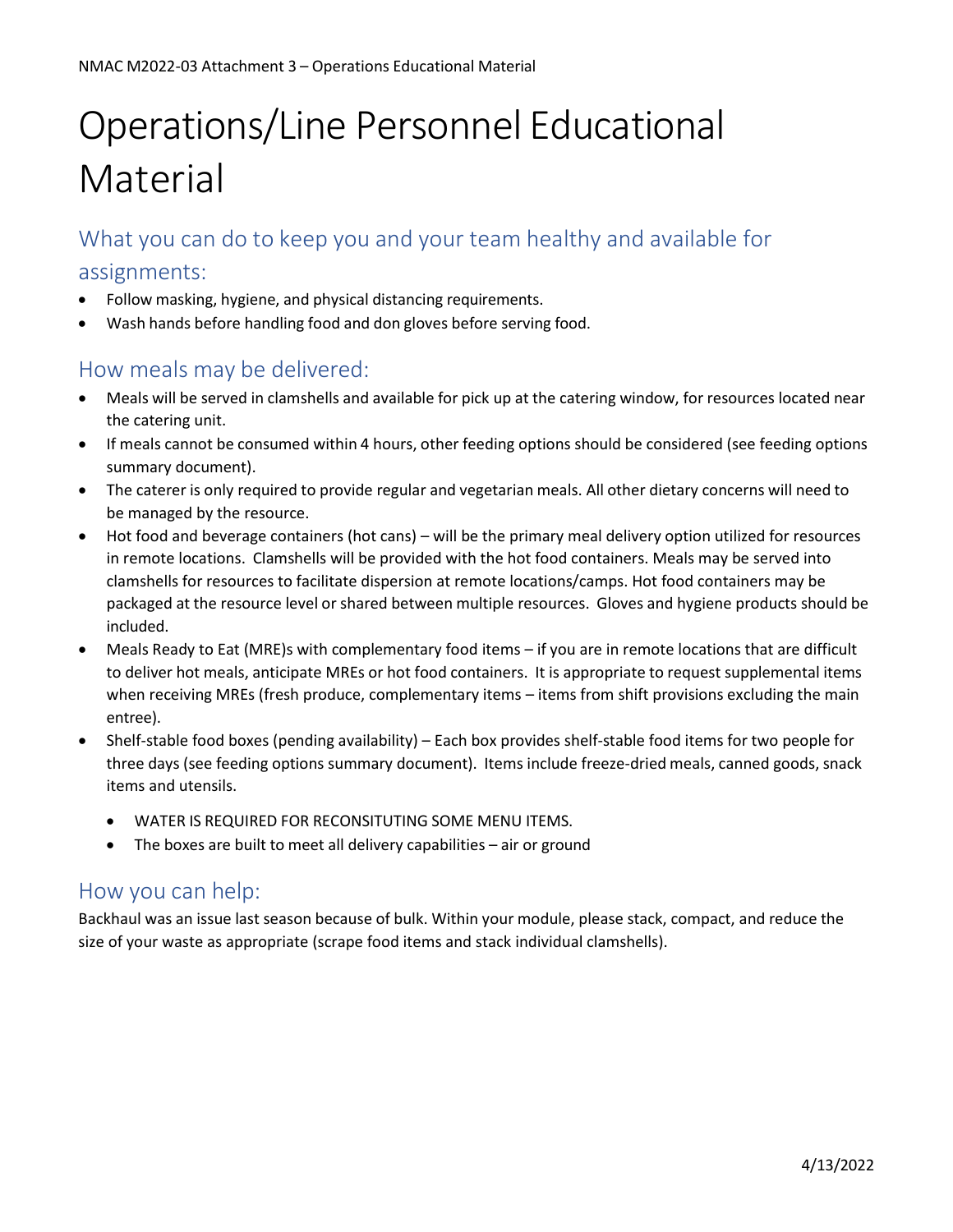# Operations/Line Personnel Educational Material

## What you can do to keep you and your team healthy and available for assignments:

- Follow masking, hygiene, and physical distancing requirements.
- Wash hands before handling food and don gloves before serving food.

## How meals may be delivered:

- Meals will be served in clamshells and available for pick up at the catering window, for resources located near the catering unit.
- If meals cannot be consumed within 4 hours, other feeding options should be considered (see feeding options summary document).
- The caterer is only required to provide regular and vegetarian meals. All other dietary concerns will need to be managed by the resource.
- Hot food and beverage containers (hot cans) – will be the primary meal delivery option utilized for resources in remote locations. Clamshells will be provided with the hot food containers. Meals may be served into clamshells for resources to facilitate dispersion at remote locations/camps. Hot food containers may be packaged at the resource level or shared between multiple resources. Gloves and hygiene products should be included.
- Meals Ready to Eat (MRE)s with complementary food items – if you are in remote locations that are difficult to deliver hot meals, anticipate MREs or hot food containers. It is appropriate to request supplemental items when receiving MREs (fresh produce, complementary items – items from shift provisions excluding the main entree).
- Shelf-stable food boxes (pending availability) – Each box provides shelf-stable food items for two people for three days (see feeding options summary document). Items include freeze-dried meals, canned goods, snack items and utensils.
  - WATER IS REQUIRED FOR RECONSITUTING SOME MENU ITEMS.
  - The boxes are built to meet all delivery capabilities – air or ground

## How you can help:

Backhaul was an issue last season because of bulk. Within your module, please stack, compact, and reduce the size of your waste as appropriate (scrape food items and stack individual clamshells).

4/13/2022